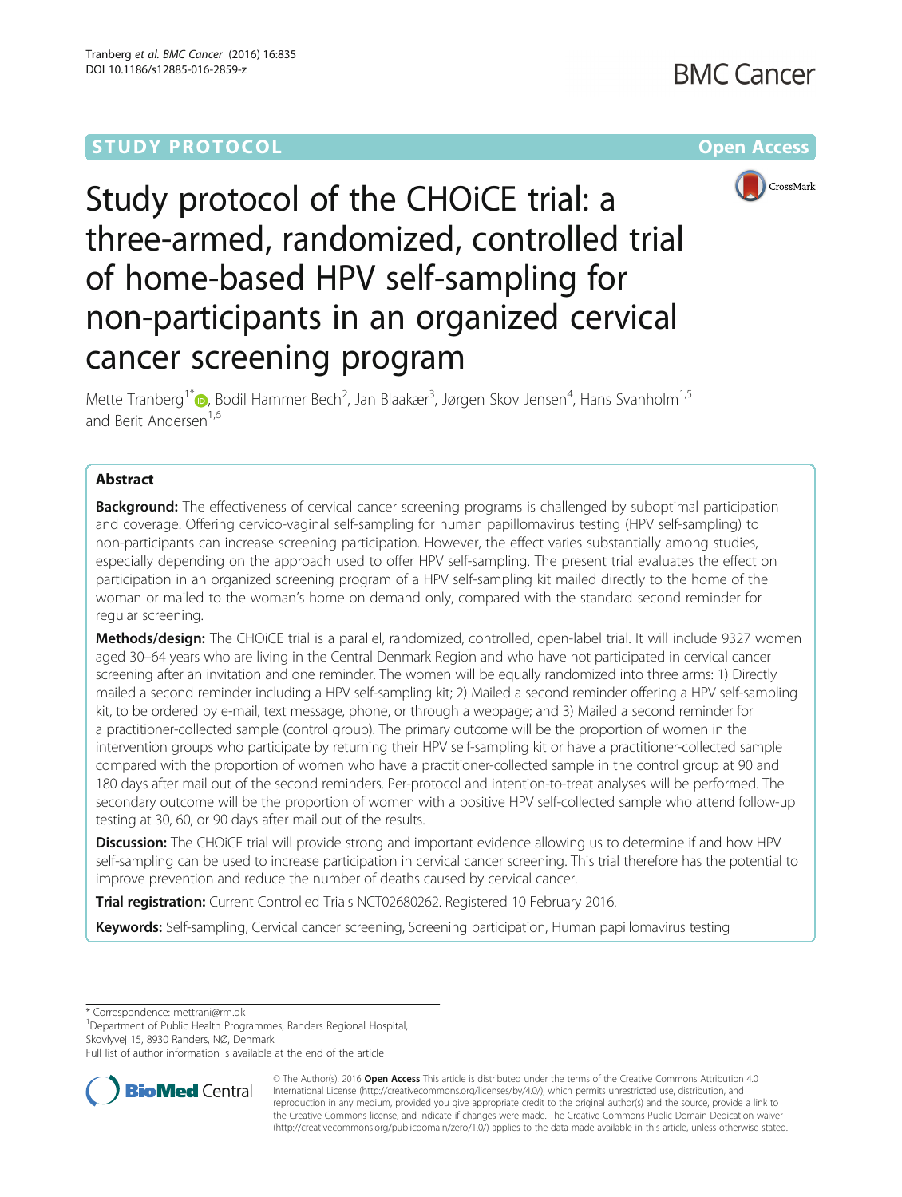STUDY PROTOCOL

Open Access

# Study protocol of the CHOiCE trial: a three-armed, randomized, controlled trial of home-based HPV self-sampling for non-participants in an organized cervical cancer screening program

Mette Tranberg[1*], Bodil Hammer Bech[2], Jan Blaakær[3], Jørgen Skov Jensen[4], Hans Svanholm[1,5] and Berit Andersen[1,6]

## Abstract

**Background:** The effectiveness of cervical cancer screening programs is challenged by suboptimal participation and coverage. Offering cervico-vaginal self-sampling for human papillomavirus testing (HPV self-sampling) to non-participants can increase screening participation. However, the effect varies substantially among studies, especially depending on the approach used to offer HPV self-sampling. The present trial evaluates the effect on participation in an organized screening program of a HPV self-sampling kit mailed directly to the home of the woman or mailed to the woman's home on demand only, compared with the standard second reminder for regular screening.

**Methods/design:** The CHOiCE trial is a parallel, randomized, controlled, open-label trial. It will include 9327 women aged 30–64 years who are living in the Central Denmark Region and who have not participated in cervical cancer screening after an invitation and one reminder. The women will be equally randomized into three arms: 1) Directly mailed a second reminder including a HPV self-sampling kit; 2) Mailed a second reminder offering a HPV self-sampling kit, to be ordered by e-mail, text message, phone, or through a webpage; and 3) Mailed a second reminder for a practitioner-collected sample (control group). The primary outcome will be the proportion of women in the intervention groups who participate by returning their HPV self-sampling kit or have a practitioner-collected sample compared with the proportion of women who have a practitioner-collected sample in the control group at 90 and 180 days after mail out of the second reminders. Per-protocol and intention-to-treat analyses will be performed. The secondary outcome will be the proportion of women with a positive HPV self-collected sample who attend follow-up testing at 30, 60, or 90 days after mail out of the results.

**Discussion:** The CHOiCE trial will provide strong and important evidence allowing us to determine if and how HPV self-sampling can be used to increase participation in cervical cancer screening. This trial therefore has the potential to improve prevention and reduce the number of deaths caused by cervical cancer.

**Trial registration:** Current Controlled Trials NCT02680262. Registered 10 February 2016.

**Keywords:** Self-sampling, Cervical cancer screening, Screening participation, Human papillomavirus testing

---

\* Correspondence: mettrani@rm.dk
[1]Department of Public Health Programmes, Randers Regional Hospital, Skovlyvej 15, 8930 Randers, NØ, Denmark
Full list of author information is available at the end of the article

© The Author(s). 2016 **Open Access** This article is distributed under the terms of the Creative Commons Attribution 4.0 International License (http://creativecommons.org/licenses/by/4.0/), which permits unrestricted use, distribution, and reproduction in any medium, provided you give appropriate credit to the original author(s) and the source, provide a link to the Creative Commons license, and indicate if changes were made. The Creative Commons Public Domain Dedication waiver (http://creativecommons.org/publicdomain/zero/1.0/) applies to the data made available in this article, unless otherwise stated.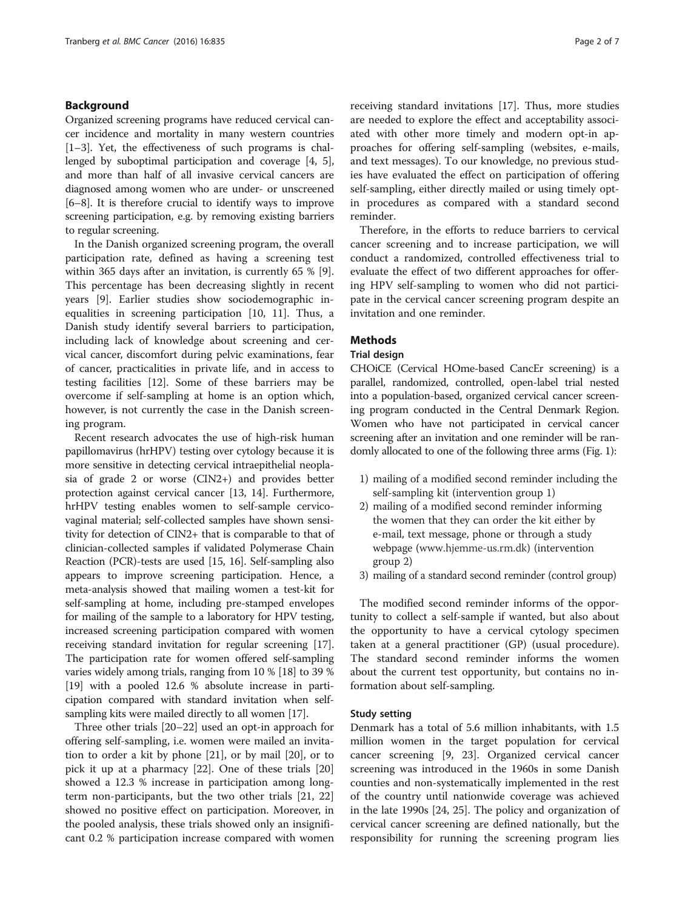## Background

Organized screening programs have reduced cervical cancer incidence and mortality in many western countries [1–3]. Yet, the effectiveness of such programs is challenged by suboptimal participation and coverage [4, 5], and more than half of all invasive cervical cancers are diagnosed among women who are under- or unscreened [6–8]. It is therefore crucial to identify ways to improve screening participation, e.g. by removing existing barriers to regular screening.

In the Danish organized screening program, the overall participation rate, defined as having a screening test within 365 days after an invitation, is currently 65 % [9]. This percentage has been decreasing slightly in recent years [9]. Earlier studies show sociodemographic inequalities in screening participation [10, 11]. Thus, a Danish study identify several barriers to participation, including lack of knowledge about screening and cervical cancer, discomfort during pelvic examinations, fear of cancer, practicalities in private life, and in access to testing facilities [12]. Some of these barriers may be overcome if self-sampling at home is an option which, however, is not currently the case in the Danish screening program.

Recent research advocates the use of high-risk human papillomavirus (hrHPV) testing over cytology because it is more sensitive in detecting cervical intraepithelial neoplasia of grade 2 or worse (CIN2+) and provides better protection against cervical cancer [13, 14]. Furthermore, hrHPV testing enables women to self-sample cervicovaginal material; self-collected samples have shown sensitivity for detection of CIN2+ that is comparable to that of clinician-collected samples if validated Polymerase Chain Reaction (PCR)-tests are used [15, 16]. Self-sampling also appears to improve screening participation. Hence, a meta-analysis showed that mailing women a test-kit for self-sampling at home, including pre-stamped envelopes for mailing of the sample to a laboratory for HPV testing, increased screening participation compared with women receiving standard invitation for regular screening [17]. The participation rate for women offered self-sampling varies widely among trials, ranging from 10 % [18] to 39 % [19] with a pooled 12.6 % absolute increase in participation compared with standard invitation when self-sampling kits were mailed directly to all women [17].

Three other trials [20–22] used an opt-in approach for offering self-sampling, i.e. women were mailed an invitation to order a kit by phone [21], or by mail [20], or to pick it up at a pharmacy [22]. One of these trials [20] showed a 12.3 % increase in participation among long-term non-participants, but the two other trials [21, 22] showed no positive effect on participation. Moreover, in the pooled analysis, these trials showed only an insignificant 0.2 % participation increase compared with women receiving standard invitations [17]. Thus, more studies are needed to explore the effect and acceptability associated with other more timely and modern opt-in approaches for offering self-sampling (websites, e-mails, and text messages). To our knowledge, no previous studies have evaluated the effect on participation of offering self-sampling, either directly mailed or using timely opt-in procedures as compared with a standard second reminder.

Therefore, in the efforts to reduce barriers to cervical cancer screening and to increase participation, we will conduct a randomized, controlled effectiveness trial to evaluate the effect of two different approaches for offering HPV self-sampling to women who did not participate in the cervical cancer screening program despite an invitation and one reminder.

## Methods

### Trial design

CHOiCE (Cervical HOme-based CancEr screening) is a parallel, randomized, controlled, open-label trial nested into a population-based, organized cervical cancer screening program conducted in the Central Denmark Region. Women who have not participated in cervical cancer screening after an invitation and one reminder will be randomly allocated to one of the following three arms (Fig. 1):

1) mailing of a modified second reminder including the self-sampling kit (intervention group 1)
2) mailing of a modified second reminder informing the women that they can order the kit either by e-mail, text message, phone or through a study webpage (www.hjemme-us.rm.dk) (intervention group 2)
3) mailing of a standard second reminder (control group)

The modified second reminder informs of the opportunity to collect a self-sample if wanted, but also about the opportunity to have a cervical cytology specimen taken at a general practitioner (GP) (usual procedure). The standard second reminder informs the women about the current test opportunity, but contains no information about self-sampling.

### Study setting

Denmark has a total of 5.6 million inhabitants, with 1.5 million women in the target population for cervical cancer screening [9, 23]. Organized cervical cancer screening was introduced in the 1960s in some Danish counties and non-systematically implemented in the rest of the country until nationwide coverage was achieved in the late 1990s [24, 25]. The policy and organization of cervical cancer screening are defined nationally, but the responsibility for running the screening program lies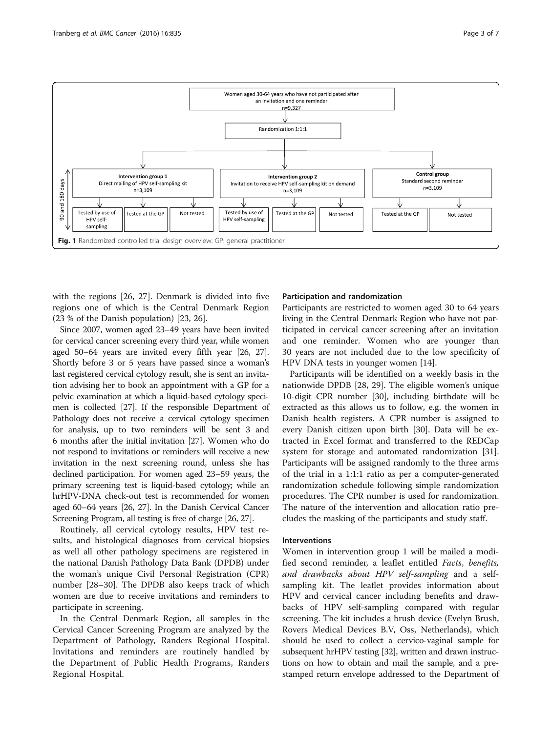Women aged 30-64 years who have not participated after an invitation and one reminder
n=9,327

Randomization 1:1:1

| Intervention group 1 | Intervention group 2 | Control group |
|---|---|---|
| Direct mailing of HPV self-sampling kit n=3,109 | Invitation to receive HPV self-sampling kit on demand n=3,109 | Standard second reminder n=3,109 |
| Tested by use of HPV self-sampling / Tested at the GP / Not tested | Tested by use of HPV self-sampling / Tested at the GP / Not tested | Tested at the GP / Not tested |

90 and 180 days

**Fig. 1** Randomized controlled trial design overview. GP: general practitioner

with the regions [26, 27]. Denmark is divided into five regions one of which is the Central Denmark Region (23 % of the Danish population) [23, 26].

Since 2007, women aged 23–49 years have been invited for cervical cancer screening every third year, while women aged 50–64 years are invited every fifth year [26, 27]. Shortly before 3 or 5 years have passed since a woman's last registered cervical cytology result, she is sent an invitation advising her to book an appointment with a GP for a pelvic examination at which a liquid-based cytology specimen is collected [27]. If the responsible Department of Pathology does not receive a cervical cytology specimen for analysis, up to two reminders will be sent 3 and 6 months after the initial invitation [27]. Women who do not respond to invitations or reminders will receive a new invitation in the next screening round, unless she has declined participation. For women aged 23–59 years, the primary screening test is liquid-based cytology; while an hrHPV-DNA check-out test is recommended for women aged 60–64 years [26, 27]. In the Danish Cervical Cancer Screening Program, all testing is free of charge [26, 27].

Routinely, all cervical cytology results, HPV test results, and histological diagnoses from cervical biopsies as well all other pathology specimens are registered in the national Danish Pathology Data Bank (DPDB) under the woman's unique Civil Personal Registration (CPR) number [28–30]. The DPDB also keeps track of which women are due to receive invitations and reminders to participate in screening.

In the Central Denmark Region, all samples in the Cervical Cancer Screening Program are analyzed by the Department of Pathology, Randers Regional Hospital. Invitations and reminders are routinely handled by the Department of Public Health Programs, Randers Regional Hospital.

### Participation and randomization

Participants are restricted to women aged 30 to 64 years living in the Central Denmark Region who have not participated in cervical cancer screening after an invitation and one reminder. Women who are younger than 30 years are not included due to the low specificity of HPV DNA tests in younger women [14].

Participants will be identified on a weekly basis in the nationwide DPDB [28, 29]. The eligible women's unique 10-digit CPR number [30], including birthdate will be extracted as this allows us to follow, e.g. the women in Danish health registers. A CPR number is assigned to every Danish citizen upon birth [30]. Data will be extracted in Excel format and transferred to the REDCap system for storage and automated randomization [31]. Participants will be assigned randomly to the three arms of the trial in a 1:1:1 ratio as per a computer-generated randomization schedule following simple randomization procedures. The CPR number is used for randomization. The nature of the intervention and allocation ratio precludes the masking of the participants and study staff.

### Interventions

Women in intervention group 1 will be mailed a modified second reminder, a leaflet entitled *Facts, benefits, and drawbacks about HPV self-sampling* and a self-sampling kit. The leaflet provides information about HPV and cervical cancer including benefits and drawbacks of HPV self-sampling compared with regular screening. The kit includes a brush device (Evelyn Brush, Rovers Medical Devices B.V, Oss, Netherlands), which should be used to collect a cervico-vaginal sample for subsequent hrHPV testing [32], written and drawn instructions on how to obtain and mail the sample, and a pre-stamped return envelope addressed to the Department of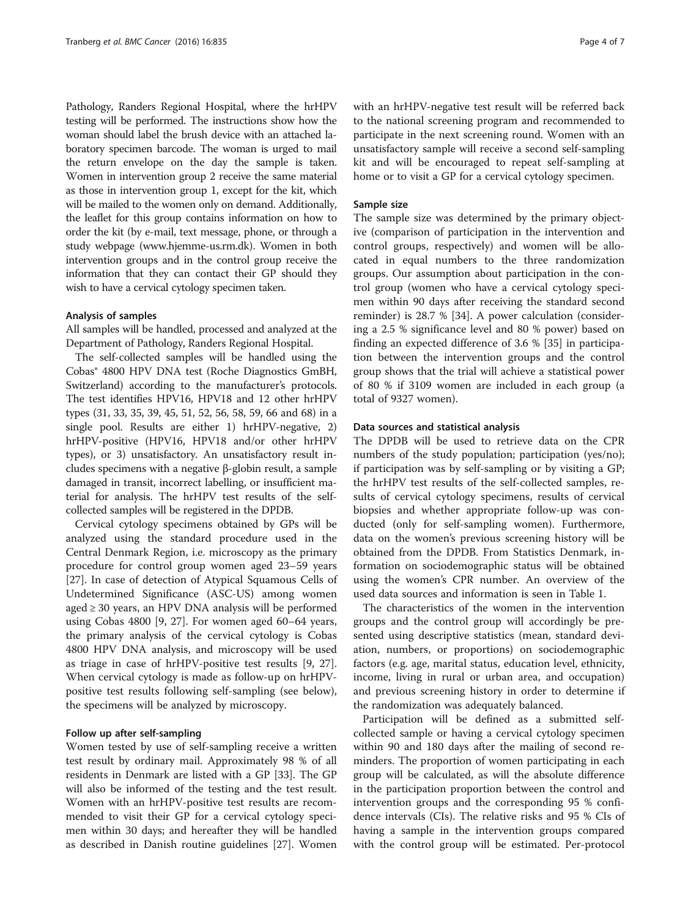Pathology, Randers Regional Hospital, where the hrHPV testing will be performed. The instructions show how the woman should label the brush device with an attached laboratory specimen barcode. The woman is urged to mail the return envelope on the day the sample is taken. Women in intervention group 2 receive the same material as those in intervention group 1, except for the kit, which will be mailed to the women only on demand. Additionally, the leaflet for this group contains information on how to order the kit (by e-mail, text message, phone, or through a study webpage (www.hjemme-us.rm.dk). Women in both intervention groups and in the control group receive the information that they can contact their GP should they wish to have a cervical cytology specimen taken.

### Analysis of samples

All samples will be handled, processed and analyzed at the Department of Pathology, Randers Regional Hospital.

The self-collected samples will be handled using the Cobas® 4800 HPV DNA test (Roche Diagnostics GmBH, Switzerland) according to the manufacturer's protocols. The test identifies HPV16, HPV18 and 12 other hrHPV types (31, 33, 35, 39, 45, 51, 52, 56, 58, 59, 66 and 68) in a single pool. Results are either 1) hrHPV-negative, 2) hrHPV-positive (HPV16, HPV18 and/or other hrHPV types), or 3) unsatisfactory. An unsatisfactory result includes specimens with a negative β-globin result, a sample damaged in transit, incorrect labelling, or insufficient material for analysis. The hrHPV test results of the self-collected samples will be registered in the DPDB.

Cervical cytology specimens obtained by GPs will be analyzed using the standard procedure used in the Central Denmark Region, i.e. microscopy as the primary procedure for control group women aged 23–59 years [27]. In case of detection of Atypical Squamous Cells of Undetermined Significance (ASC-US) among women aged ≥ 30 years, an HPV DNA analysis will be performed using Cobas 4800 [9, 27]. For women aged 60–64 years, the primary analysis of the cervical cytology is Cobas 4800 HPV DNA analysis, and microscopy will be used as triage in case of hrHPV-positive test results [9, 27]. When cervical cytology is made as follow-up on hrHPV-positive test results following self-sampling (see below), the specimens will be analyzed by microscopy.

### Follow up after self-sampling

Women tested by use of self-sampling receive a written test result by ordinary mail. Approximately 98 % of all residents in Denmark are listed with a GP [33]. The GP will also be informed of the testing and the test result. Women with an hrHPV-positive test results are recommended to visit their GP for a cervical cytology specimen within 30 days; and hereafter they will be handled as described in Danish routine guidelines [27]. Women with an hrHPV-negative test result will be referred back to the national screening program and recommended to participate in the next screening round. Women with an unsatisfactory sample will receive a second self-sampling kit and will be encouraged to repeat self-sampling at home or to visit a GP for a cervical cytology specimen.

### Sample size

The sample size was determined by the primary objective (comparison of participation in the intervention and control groups, respectively) and women will be allocated in equal numbers to the three randomization groups. Our assumption about participation in the control group (women who have a cervical cytology specimen within 90 days after receiving the standard second reminder) is 28.7 % [34]. A power calculation (considering a 2.5 % significance level and 80 % power) based on finding an expected difference of 3.6 % [35] in participation between the intervention groups and the control group shows that the trial will achieve a statistical power of 80 % if 3109 women are included in each group (a total of 9327 women).

### Data sources and statistical analysis

The DPDB will be used to retrieve data on the CPR numbers of the study population; participation (yes/no); if participation was by self-sampling or by visiting a GP; the hrHPV test results of the self-collected samples, results of cervical cytology specimens, results of cervical biopsies and whether appropriate follow-up was conducted (only for self-sampling women). Furthermore, data on the women's previous screening history will be obtained from the DPDB. From Statistics Denmark, information on sociodemographic status will be obtained using the women's CPR number. An overview of the used data sources and information is seen in Table 1.

The characteristics of the women in the intervention groups and the control group will accordingly be presented using descriptive statistics (mean, standard deviation, numbers, or proportions) on sociodemographic factors (e.g. age, marital status, education level, ethnicity, income, living in rural or urban area, and occupation) and previous screening history in order to determine if the randomization was adequately balanced.

Participation will be defined as a submitted self-collected sample or having a cervical cytology specimen within 90 and 180 days after the mailing of second reminders. The proportion of women participating in each group will be calculated, as will the absolute difference in the participation proportion between the control and intervention groups and the corresponding 95 % confidence intervals (CIs). The relative risks and 95 % CIs of having a sample in the intervention groups compared with the control group will be estimated. Per-protocol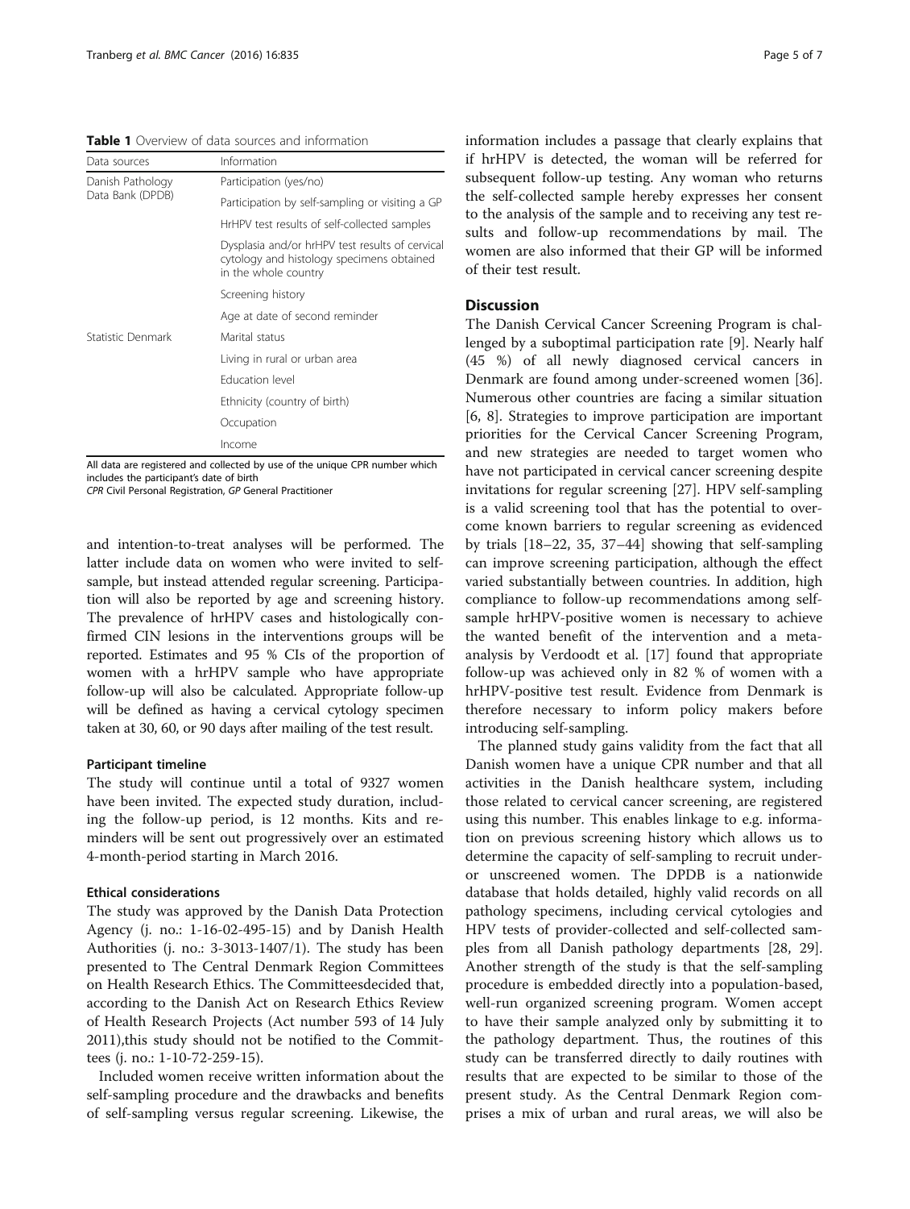**Table 1** Overview of data sources and information

| Data sources | Information |
|---|---|
| Danish Pathology Data Bank (DPDB) | Participation (yes/no) |
| | Participation by self-sampling or visiting a GP |
| | HrHPV test results of self-collected samples |
| | Dysplasia and/or hrHPV test results of cervical cytology and histology specimens obtained in the whole country |
| | Screening history |
| | Age at date of second reminder |
| Statistic Denmark | Marital status |
| | Living in rural or urban area |
| | Education level |
| | Ethnicity (country of birth) |
| | Occupation |
| | Income |

All data are registered and collected by use of the unique CPR number which includes the participant's date of birth

*CPR* Civil Personal Registration, *GP* General Practitioner

and intention-to-treat analyses will be performed. The latter include data on women who were invited to self-sample, but instead attended regular screening. Participation will also be reported by age and screening history. The prevalence of hrHPV cases and histologically confirmed CIN lesions in the interventions groups will be reported. Estimates and 95 % CIs of the proportion of women with a hrHPV sample who have appropriate follow-up will also be calculated. Appropriate follow-up will be defined as having a cervical cytology specimen taken at 30, 60, or 90 days after mailing of the test result.

#### Participant timeline

The study will continue until a total of 9327 women have been invited. The expected study duration, including the follow-up period, is 12 months. Kits and reminders will be sent out progressively over an estimated 4-month-period starting in March 2016.

#### Ethical considerations

The study was approved by the Danish Data Protection Agency (j. no.: 1-16-02-495-15) and by Danish Health Authorities (j. no.: 3-3013-1407/1). The study has been presented to The Central Denmark Region Committees on Health Research Ethics. The Committeesdecided that, according to the Danish Act on Research Ethics Review of Health Research Projects (Act number 593 of 14 July 2011),this study should not be notified to the Committees (j. no.: 1-10-72-259-15).

Included women receive written information about the self-sampling procedure and the drawbacks and benefits of self-sampling versus regular screening. Likewise, the information includes a passage that clearly explains that if hrHPV is detected, the woman will be referred for subsequent follow-up testing. Any woman who returns the self-collected sample hereby expresses her consent to the analysis of the sample and to receiving any test results and follow-up recommendations by mail. The women are also informed that their GP will be informed of their test result.

## Discussion

The Danish Cervical Cancer Screening Program is challenged by a suboptimal participation rate [9]. Nearly half (45 %) of all newly diagnosed cervical cancers in Denmark are found among under-screened women [36]. Numerous other countries are facing a similar situation [6, 8]. Strategies to improve participation are important priorities for the Cervical Cancer Screening Program, and new strategies are needed to target women who have not participated in cervical cancer screening despite invitations for regular screening [27]. HPV self-sampling is a valid screening tool that has the potential to overcome known barriers to regular screening as evidenced by trials [18–22, 35, 37–44] showing that self-sampling can improve screening participation, although the effect varied substantially between countries. In addition, high compliance to follow-up recommendations among self-sample hrHPV-positive women is necessary to achieve the wanted benefit of the intervention and a meta-analysis by Verdoodt et al. [17] found that appropriate follow-up was achieved only in 82 % of women with a hrHPV-positive test result. Evidence from Denmark is therefore necessary to inform policy makers before introducing self-sampling.

The planned study gains validity from the fact that all Danish women have a unique CPR number and that all activities in the Danish healthcare system, including those related to cervical cancer screening, are registered using this number. This enables linkage to e.g. information on previous screening history which allows us to determine the capacity of self-sampling to recruit under- or unscreened women. The DPDB is a nationwide database that holds detailed, highly valid records on all pathology specimens, including cervical cytologies and HPV tests of provider-collected and self-collected samples from all Danish pathology departments [28, 29]. Another strength of the study is that the self-sampling procedure is embedded directly into a population-based, well-run organized screening program. Women accept to have their sample analyzed only by submitting it to the pathology department. Thus, the routines of this study can be transferred directly to daily routines with results that are expected to be similar to those of the present study. As the Central Denmark Region comprises a mix of urban and rural areas, we will also be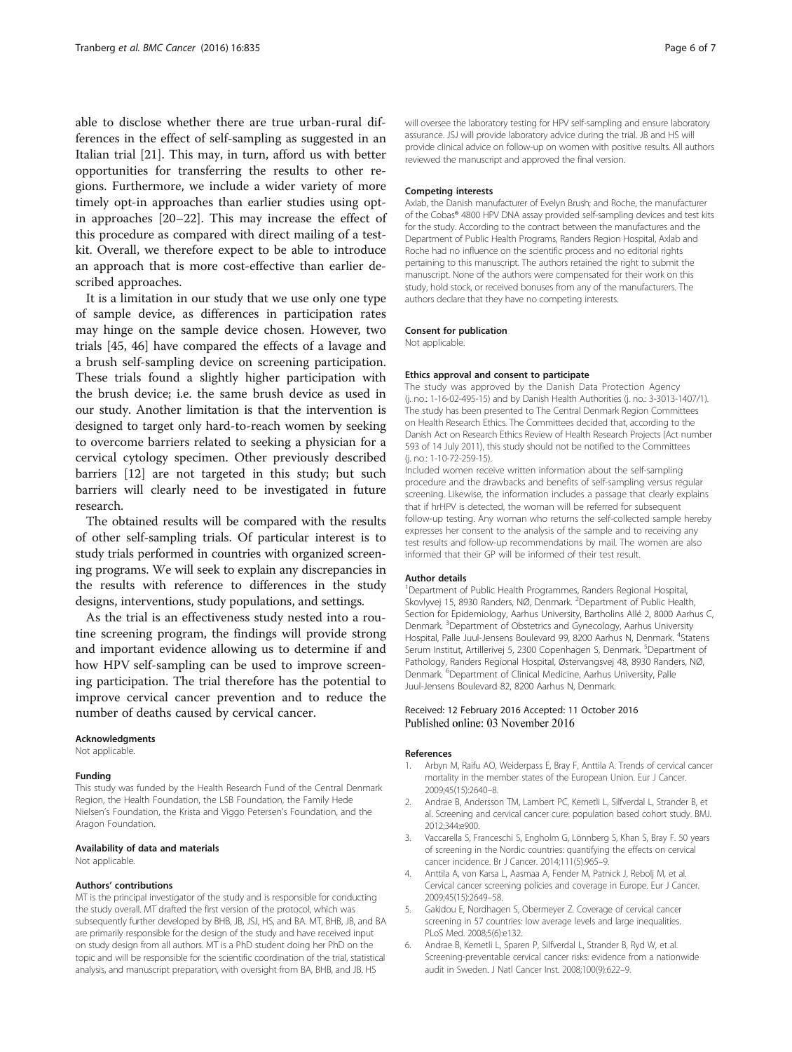able to disclose whether there are true urban-rural differences in the effect of self-sampling as suggested in an Italian trial [21]. This may, in turn, afford us with better opportunities for transferring the results to other regions. Furthermore, we include a wider variety of more timely opt-in approaches than earlier studies using opt-in approaches [20–22]. This may increase the effect of this procedure as compared with direct mailing of a test-kit. Overall, we therefore expect to be able to introduce an approach that is more cost-effective than earlier described approaches.

It is a limitation in our study that we use only one type of sample device, as differences in participation rates may hinge on the sample device chosen. However, two trials [45, 46] have compared the effects of a lavage and a brush self-sampling device on screening participation. These trials found a slightly higher participation with the brush device; i.e. the same brush device as used in our study. Another limitation is that the intervention is designed to target only hard-to-reach women by seeking to overcome barriers related to seeking a physician for a cervical cytology specimen. Other previously described barriers [12] are not targeted in this study; but such barriers will clearly need to be investigated in future research.

The obtained results will be compared with the results of other self-sampling trials. Of particular interest is to study trials performed in countries with organized screening programs. We will seek to explain any discrepancies in the results with reference to differences in the study designs, interventions, study populations, and settings.

As the trial is an effectiveness study nested into a routine screening program, the findings will provide strong and important evidence allowing us to determine if and how HPV self-sampling can be used to improve screening participation. The trial therefore has the potential to improve cervical cancer prevention and to reduce the number of deaths caused by cervical cancer.

#### Acknowledgments
Not applicable.

#### Funding
This study was funded by the Health Research Fund of the Central Denmark Region, the Health Foundation, the LSB Foundation, the Family Hede Nielsen's Foundation, the Krista and Viggo Petersen's Foundation, and the Aragon Foundation.

#### Availability of data and materials
Not applicable.

#### Authors' contributions
MT is the principal investigator of the study and is responsible for conducting the study overall. MT drafted the first version of the protocol, which was subsequently further developed by BHB, JB, JSJ, HS, and BA. MT, BHB, JB, and BA are primarily responsible for the design of the study and have received input on study design from all authors. MT is a PhD student doing her PhD on the topic and will be responsible for the scientific coordination of the trial, statistical analysis, and manuscript preparation, with oversight from BA, BHB, and JB. HS will oversee the laboratory testing for HPV self-sampling and ensure laboratory assurance. JSJ will provide laboratory advice during the trial. JB and HS will provide clinical advice on follow-up on women with positive results. All authors reviewed the manuscript and approved the final version.

#### Competing interests
Axlab, the Danish manufacturer of Evelyn Brush; and Roche, the manufacturer of the Cobas® 4800 HPV DNA assay provided self-sampling devices and test kits for the study. According to the contract between the manufactures and the Department of Public Health Programs, Randers Region Hospital, Axlab and Roche had no influence on the scientific process and no editorial rights pertaining to this manuscript. The authors retained the right to submit the manuscript. None of the authors were compensated for their work on this study, hold stock, or received bonuses from any of the manufacturers. The authors declare that they have no competing interests.

#### Consent for publication
Not applicable.

#### Ethics approval and consent to participate
The study was approved by the Danish Data Protection Agency (j. no.: 1-16-02-495-15) and by Danish Health Authorities (j. no.: 3-3013-1407/1). The study has been presented to The Central Denmark Region Committees on Health Research Ethics. The Committees decided that, according to the Danish Act on Research Ethics Review of Health Research Projects (Act number 593 of 14 July 2011), this study should not be notified to the Committees (j. no.: 1-10-72-259-15).
Included women receive written information about the self-sampling procedure and the drawbacks and benefits of self-sampling versus regular screening. Likewise, the information includes a passage that clearly explains that if hrHPV is detected, the woman will be referred for subsequent follow-up testing. Any woman who returns the self-collected sample hereby expresses her consent to the analysis of the sample and to receiving any test results and follow-up recommendations by mail. The women are also informed that their GP will be informed of their test result.

#### Author details
[1]Department of Public Health Programmes, Randers Regional Hospital, Skovlyvej 15, 8930 Randers, NØ, Denmark. [2]Department of Public Health, Section for Epidemiology, Aarhus University, Bartholins Allé 2, 8000 Aarhus C, Denmark. [3]Department of Obstetrics and Gynecology, Aarhus University Hospital, Palle Juul-Jensens Boulevard 99, 8200 Aarhus N, Denmark. [4]Statens Serum Institut, Artillerivej 5, 2300 Copenhagen S, Denmark. [5]Department of Pathology, Randers Regional Hospital, Østervangsvej 48, 8930 Randers, NØ, Denmark. [6]Department of Clinical Medicine, Aarhus University, Palle Juul-Jensens Boulevard 82, 8200 Aarhus N, Denmark.

Received: 12 February 2016 Accepted: 11 October 2016
Published online: 03 November 2016

#### References
1. Arbyn M, Raifu AO, Weiderpass E, Bray F, Anttila A. Trends of cervical cancer mortality in the member states of the European Union. Eur J Cancer. 2009;45(15):2640–8.
2. Andrae B, Andersson TM, Lambert PC, Kemetli L, Silfverdal L, Strander B, et al. Screening and cervical cancer cure: population based cohort study. BMJ. 2012;344:e900.
3. Vaccarella S, Franceschi S, Engholm G, Lönnberg S, Khan S, Bray F. 50 years of screening in the Nordic countries: quantifying the effects on cervical cancer incidence. Br J Cancer. 2014;111(5):965–9.
4. Anttila A, von Karsa L, Aasmaa A, Fender M, Patnick J, Rebolj M, et al. Cervical cancer screening policies and coverage in Europe. Eur J Cancer. 2009;45(15):2649–58.
5. Gakidou E, Nordhagen S, Obermeyer Z. Coverage of cervical cancer screening in 57 countries: low average levels and large inequalities. PLoS Med. 2008;5(6):e132.
6. Andrae B, Kemetli L, Sparen P, Silfverdal L, Strander B, Ryd W, et al. Screening-preventable cervical cancer risks: evidence from a nationwide audit in Sweden. J Natl Cancer Inst. 2008;100(9):622–9.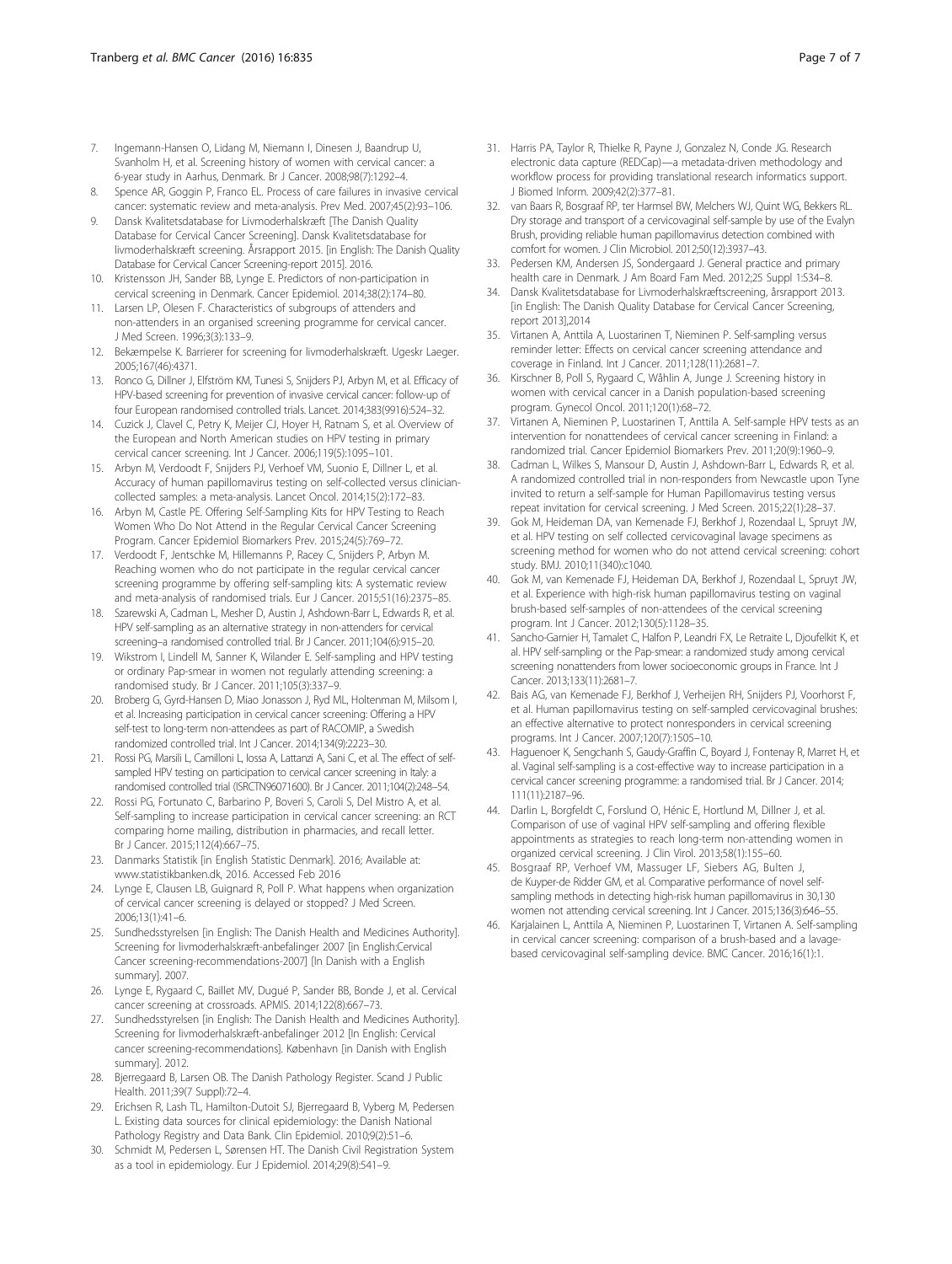7. Ingemann-Hansen O, Lidang M, Niemann I, Dinesen J, Baandrup U, Svanholm H, et al. Screening history of women with cervical cancer: a 6-year study in Aarhus, Denmark. Br J Cancer. 2008;98(7):1292–4.
8. Spence AR, Goggin P, Franco EL. Process of care failures in invasive cervical cancer: systematic review and meta-analysis. Prev Med. 2007;45(2):93–106.
9. Dansk Kvalitetsdatabase for Livmoderhalskræft [The Danish Quality Database for Cervical Cancer Screening]. Dansk Kvalitetsdatabase for livmoderhalskræft screening. Årsrapport 2015. [in English: The Danish Quality Database for Cervical Cancer Screening-report 2015]. 2016.
10. Kristensson JH, Sander BB, Lynge E. Predictors of non-participation in cervical screening in Denmark. Cancer Epidemiol. 2014;38(2):174–80.
11. Larsen LP, Olesen F. Characteristics of subgroups of attenders and non-attenders in an organised screening programme for cervical cancer. J Med Screen. 1996;3(3):133–9.
12. Bekæmpelse K. Barrierer for screening for livmoderhalskræft. Ugeskr Laeger. 2005;167(46):4371.
13. Ronco G, Dillner J, Elfström KM, Tunesi S, Snijders PJ, Arbyn M, et al. Efficacy of HPV-based screening for prevention of invasive cervical cancer: follow-up of four European randomised controlled trials. Lancet. 2014;383(9916):524–32.
14. Cuzick J, Clavel C, Petry K, Meijer CJ, Hoyer H, Ratnam S, et al. Overview of the European and North American studies on HPV testing in primary cervical cancer screening. Int J Cancer. 2006;119(5):1095–101.
15. Arbyn M, Verdoodt F, Snijders PJ, Verhoef VM, Suonio E, Dillner L, et al. Accuracy of human papillomavirus testing on self-collected versus clinician-collected samples: a meta-analysis. Lancet Oncol. 2014;15(2):172–83.
16. Arbyn M, Castle PE. Offering Self-Sampling Kits for HPV Testing to Reach Women Who Do Not Attend in the Regular Cervical Cancer Screening Program. Cancer Epidemiol Biomarkers Prev. 2015;24(5):769–72.
17. Verdoodt F, Jentschke M, Hillemanns P, Racey C, Snijders P, Arbyn M. Reaching women who do not participate in the regular cervical cancer screening programme by offering self-sampling kits: A systematic review and meta-analysis of randomised trials. Eur J Cancer. 2015;51(16):2375–85.
18. Szarewski A, Cadman L, Mesher D, Austin J, Ashdown-Barr L, Edwards R, et al. HPV self-sampling as an alternative strategy in non-attenders for cervical screening–a randomised controlled trial. Br J Cancer. 2011;104(6):915–20.
19. Wikstrom I, Lindell M, Sanner K, Wilander E. Self-sampling and HPV testing or ordinary Pap-smear in women not regularly attending screening: a randomised study. Br J Cancer. 2011;105(3):337–9.
20. Broberg G, Gyrd-Hansen D, Miao Jonasson J, Ryd ML, Holtenman M, Milsom I, et al. Increasing participation in cervical cancer screening: Offering a HPV self-test to long-term non-attendees as part of RACOMIP, a Swedish randomized controlled trial. Int J Cancer. 2014;134(9):2223–30.
21. Rossi PG, Marsili L, Camilloni L, Iossa A, Lattanzi A, Sani C, et al. The effect of self-sampled HPV testing on participation to cervical cancer screening in Italy: a randomised controlled trial (ISRCTN96071600). Br J Cancer. 2011;104(2):248–54.
22. Rossi PG, Fortunato C, Barbarino P, Boveri S, Caroli S, Del Mistro A, et al. Self-sampling to increase participation in cervical cancer screening: an RCT comparing home mailing, distribution in pharmacies, and recall letter. Br J Cancer. 2015;112(4):667–75.
23. Danmarks Statistik [in English Statistic Denmark]. 2016; Available at: www.statistikbanken.dk, 2016. Accessed Feb 2016
24. Lynge E, Clausen LB, Guignard R, Poll P. What happens when organization of cervical cancer screening is delayed or stopped? J Med Screen. 2006;13(1):41–6.
25. Sundhedsstyrelsen [in English: The Danish Health and Medicines Authority]. Screening for livmoderhalskræft-anbefalinger 2007 [in English:Cervical Cancer screening-recommendations-2007] [In Danish with a English summary]. 2007.
26. Lynge E, Rygaard C, Baillet MV, Dugué P, Sander BB, Bonde J, et al. Cervical cancer screening at crossroads. APMIS. 2014;122(8):667–73.
27. Sundhedsstyrelsen [in English: The Danish Health and Medicines Authority]. Screening for livmoderhalskræft-anbefalinger 2012 [In English: Cervical cancer screening-recommendations]. København [in Danish with English summary]. 2012.
28. Bjerregaard B, Larsen OB. The Danish Pathology Register. Scand J Public Health. 2011;39(7 Suppl):72–4.
29. Erichsen R, Lash TL, Hamilton-Dutoit SJ, Bjerregaard B, Vyberg M, Pedersen L. Existing data sources for clinical epidemiology: the Danish National Pathology Registry and Data Bank. Clin Epidemiol. 2010;9(2):51–6.
30. Schmidt M, Pedersen L, Sørensen HT. The Danish Civil Registration System as a tool in epidemiology. Eur J Epidemiol. 2014;29(8):541–9.
31. Harris PA, Taylor R, Thielke R, Payne J, Gonzalez N, Conde JG. Research electronic data capture (REDCap)—a metadata-driven methodology and workflow process for providing translational research informatics support. J Biomed Inform. 2009;42(2):377–81.
32. van Baars R, Bosgraaf RP, ter Harmsel BW, Melchers WJ, Quint WG, Bekkers RL. Dry storage and transport of a cervicovaginal self-sample by use of the Evalyn Brush, providing reliable human papillomavirus detection combined with comfort for women. J Clin Microbiol. 2012;50(12):3937–43.
33. Pedersen KM, Andersen JS, Sondergaard J. General practice and primary health care in Denmark. J Am Board Fam Med. 2012;25 Suppl 1:S34–8.
34. Dansk Kvalitetsdatabase for Livmoderhalskræftscreening, årsrapport 2013. [in English: The Danish Quality Database for Cervical Cancer Screening, report 2013],2014
35. Virtanen A, Anttila A, Luostarinen T, Nieminen P. Self-sampling versus reminder letter: Effects on cervical cancer screening attendance and coverage in Finland. Int J Cancer. 2011;128(11):2681–7.
36. Kirschner B, Poll S, Rygaard C, Wåhlin A, Junge J. Screening history in women with cervical cancer in a Danish population-based screening program. Gynecol Oncol. 2011;120(1):68–72.
37. Virtanen A, Nieminen P, Luostarinen T, Anttila A. Self-sample HPV tests as an intervention for nonattendees of cervical cancer screening in Finland: a randomized trial. Cancer Epidemiol Biomarkers Prev. 2011;20(9):1960–9.
38. Cadman L, Wilkes S, Mansour D, Austin J, Ashdown-Barr L, Edwards R, et al. A randomized controlled trial in non-responders from Newcastle upon Tyne invited to return a self-sample for Human Papillomavirus testing versus repeat invitation for cervical screening. J Med Screen. 2015;22(1):28–37.
39. Gok M, Heideman DA, van Kemenade FJ, Berkhof J, Rozendaal L, Spruyt JW, et al. HPV testing on self collected cervicovaginal lavage specimens as screening method for women who do not attend cervical screening: cohort study. BMJ. 2010;11(340):c1040.
40. Gok M, van Kemenade FJ, Heideman DA, Berkhof J, Rozendaal L, Spruyt JW, et al. Experience with high-risk human papillomavirus testing on vaginal brush-based self-samples of non-attendees of the cervical screening program. Int J Cancer. 2012;130(5):1128–35.
41. Sancho-Garnier H, Tamalet C, Halfon P, Leandri FX, Le Retraite L, Djoufelkit K, et al. HPV self-sampling or the Pap-smear: a randomized study among cervical screening nonattenders from lower socioeconomic groups in France. Int J Cancer. 2013;133(11):2681–7.
42. Bais AG, van Kemenade FJ, Berkhof J, Verheijen RH, Snijders PJ, Voorhorst F, et al. Human papillomavirus testing on self-sampled cervicovaginal brushes: an effective alternative to protect nonresponders in cervical screening programs. Int J Cancer. 2007;120(7):1505–10.
43. Haguenoer K, Sengchanh S, Gaudy-Graffin C, Boyard J, Fontenay R, Marret H, et al. Vaginal self-sampling is a cost-effective way to increase participation in a cervical cancer screening programme: a randomised trial. Br J Cancer. 2014; 111(11):2187–96.
44. Darlin L, Borgfeldt C, Forslund O, Hénic E, Hortlund M, Dillner J, et al. Comparison of use of vaginal HPV self-sampling and offering flexible appointments as strategies to reach long-term non-attending women in organized cervical screening. J Clin Virol. 2013;58(1):155–60.
45. Bosgraaf RP, Verhoef VM, Massuger LF, Siebers AG, Bulten J, de Kuyper-de Ridder GM, et al. Comparative performance of novel self-sampling methods in detecting high-risk human papillomavirus in 30,130 women not attending cervical screening. Int J Cancer. 2015;136(3):646–55.
46. Karjalainen L, Anttila A, Nieminen P, Luostarinen T, Virtanen A. Self-sampling in cervical cancer screening: comparison of a brush-based and a lavage-based cervicovaginal self-sampling device. BMC Cancer. 2016;16(1):1.